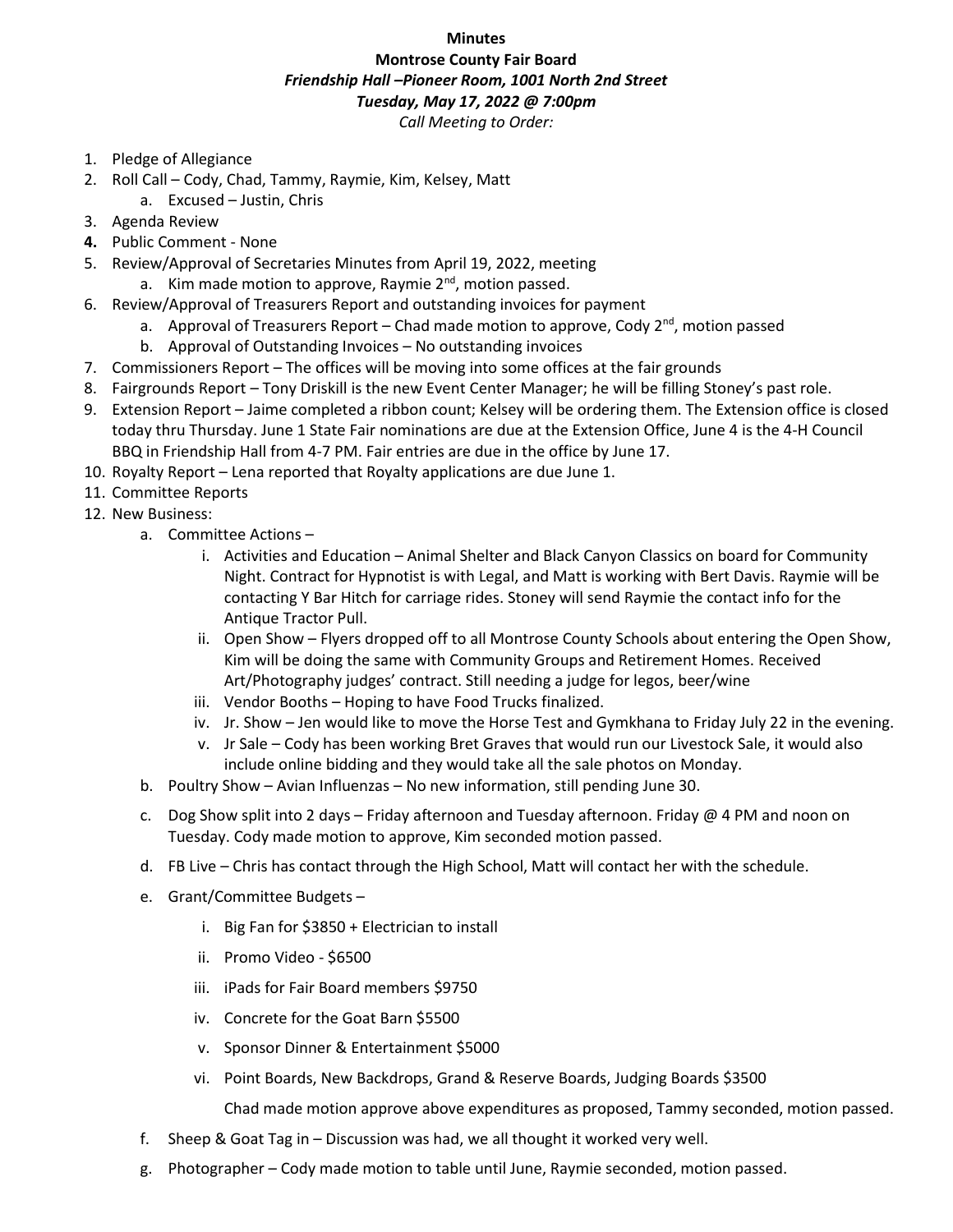**Minutes**

**Montrose County Fair Board**

***Friendship Hall –Pioneer Room, 1001 North 2nd Street***

***Tuesday, May 17, 2022 @ 7:00pm***

*Call Meeting to Order:*

1. Pledge of Allegiance
2. Roll Call – Cody, Chad, Tammy, Raymie, Kim, Kelsey, Matt
   a. Excused – Justin, Chris
3. Agenda Review
4. Public Comment - None
5. Review/Approval of Secretaries Minutes from April 19, 2022, meeting
   a. Kim made motion to approve, Raymie 2nd, motion passed.
6. Review/Approval of Treasurers Report and outstanding invoices for payment
   a. Approval of Treasurers Report – Chad made motion to approve, Cody 2nd, motion passed
   b. Approval of Outstanding Invoices – No outstanding invoices
7. Commissioners Report – The offices will be moving into some offices at the fair grounds
8. Fairgrounds Report – Tony Driskill is the new Event Center Manager; he will be filling Stoney's past role.
9. Extension Report – Jaime completed a ribbon count; Kelsey will be ordering them. The Extension office is closed today thru Thursday. June 1 State Fair nominations are due at the Extension Office, June 4 is the 4-H Council BBQ in Friendship Hall from 4-7 PM. Fair entries are due in the office by June 17.
10. Royalty Report – Lena reported that Royalty applications are due June 1.
11. Committee Reports
12. New Business:
    a. Committee Actions –
       i. Activities and Education – Animal Shelter and Black Canyon Classics on board for Community Night. Contract for Hypnotist is with Legal, and Matt is working with Bert Davis. Raymie will be contacting Y Bar Hitch for carriage rides. Stoney will send Raymie the contact info for the Antique Tractor Pull.
       ii. Open Show – Flyers dropped off to all Montrose County Schools about entering the Open Show, Kim will be doing the same with Community Groups and Retirement Homes. Received Art/Photography judges' contract. Still needing a judge for legos, beer/wine
       iii. Vendor Booths – Hoping to have Food Trucks finalized.
       iv. Jr. Show – Jen would like to move the Horse Test and Gymkhana to Friday July 22 in the evening.
       v. Jr Sale – Cody has been working Bret Graves that would run our Livestock Sale, it would also include online bidding and they would take all the sale photos on Monday.
    b. Poultry Show – Avian Influenzas – No new information, still pending June 30.
    c. Dog Show split into 2 days – Friday afternoon and Tuesday afternoon. Friday @ 4 PM and noon on Tuesday. Cody made motion to approve, Kim seconded motion passed.
    d. FB Live – Chris has contact through the High School, Matt will contact her with the schedule.
    e. Grant/Committee Budgets –
       i. Big Fan for $3850 + Electrician to install
       ii. Promo Video - $6500
       iii. iPads for Fair Board members $9750
       iv. Concrete for the Goat Barn $5500
       v. Sponsor Dinner & Entertainment $5000
       vi. Point Boards, New Backdrops, Grand & Reserve Boards, Judging Boards $3500

       Chad made motion approve above expenditures as proposed, Tammy seconded, motion passed.
    f. Sheep & Goat Tag in – Discussion was had, we all thought it worked very well.
    g. Photographer – Cody made motion to table until June, Raymie seconded, motion passed.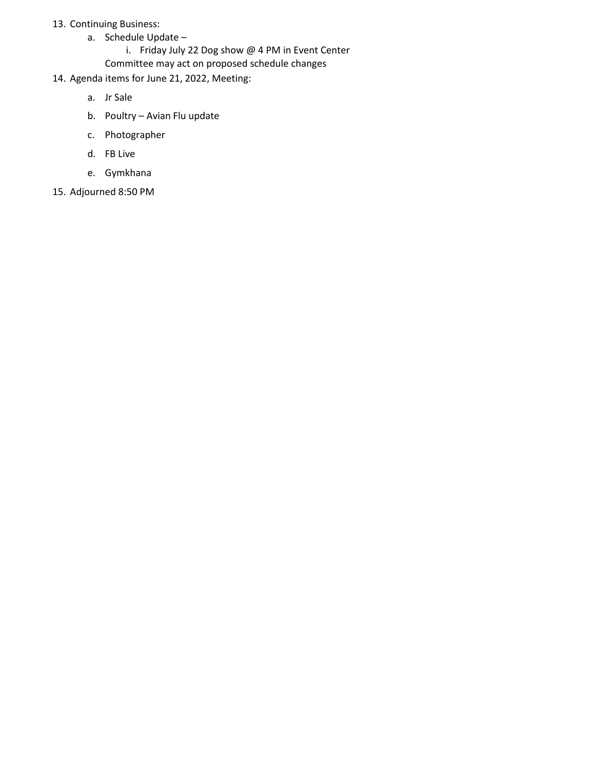13. Continuing Business:
    a. Schedule Update –
        i. Friday July 22 Dog show @ 4 PM in Event Center

       Committee may act on proposed schedule changes
14. Agenda items for June 21, 2022, Meeting:
    a. Jr Sale
    b. Poultry – Avian Flu update
    c. Photographer
    d. FB Live
    e. Gymkhana
15. Adjourned 8:50 PM